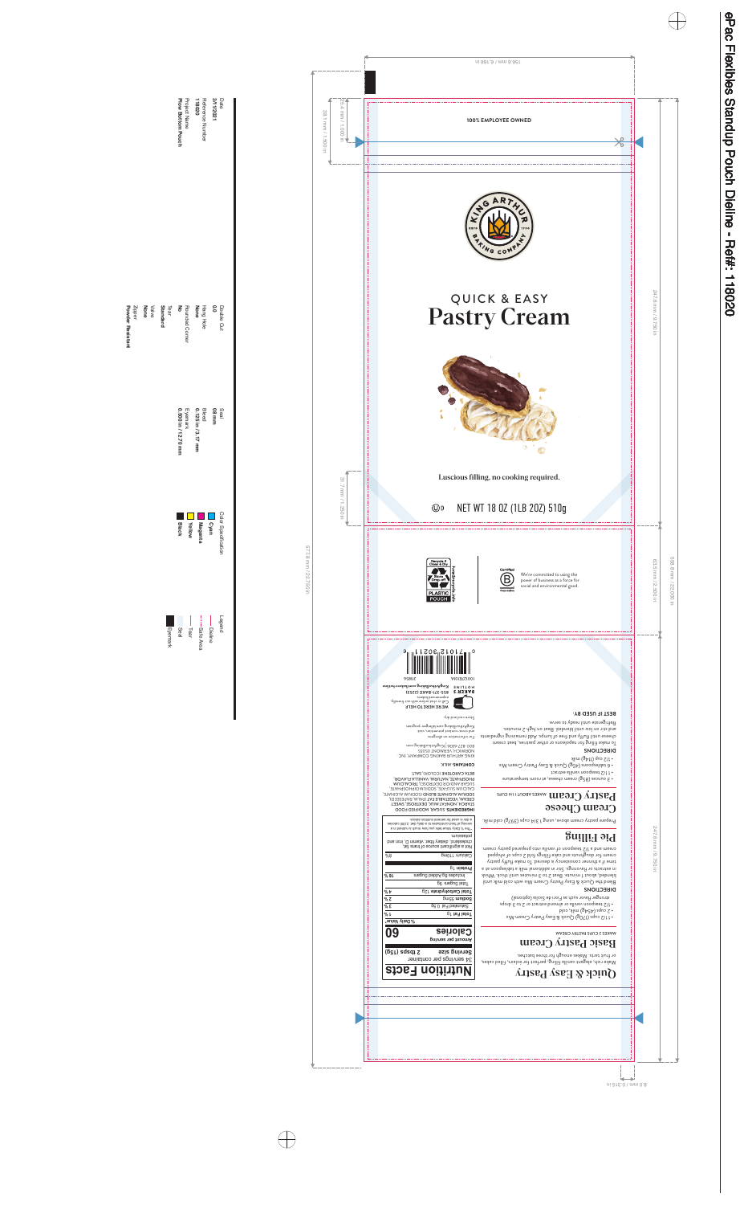# ePac Flexibles Standup Pouch Dieline - Ref#: 118020

Date: 3/1/2021
Reference Number: 118020
Project Name: Flow Bottom Pouch

Double Cut: 0.0
Hang Hole: None
Rounded Corner: No
Tear: Standard
Valve: None
Zipper: Powder Resistant

Seal: 0.0 mm
Bleed: 0.125 in / 3.17 mm
Eyemark: 0.500 in / 12.70 mm

Color Specification:
- Cyan
- Magenta
- Yellow
- Black

Legend:
- Dieline
- Safe Area
- Tear
- Seal
- Eyemark

157.2 mm / 6.188 in
25.4 mm / 1.000 in
38.1 mm / 1.500 in
247.6 mm / 9.750 in
31.7 mm / 1.250 in
577.8 mm / 22.750 in
63.5 mm / 2.500 in
558.8 mm / 22.000 in
247.6 mm / 9.750 in
8.0 mm / 0.315 in

---

100% EMPLOYEE OWNED

KING ARTHUR BAKING COMPANY — ESTD 1790

## QUICK & EASY
# Pastry Cream

Luscious filling, no cooking required.

NET WT 18 OZ (1LB 2OZ) 510g

Recycle if Clean & Dry — Store Drop-off — PLASTIC POUCH — how2recycle.info

Certified B Corporation — We're committed to using the power of business as a force for social and environmental good.

---

## Quick & Easy Pastry

Make rich, elegant vanilla filling, perfect for eclairs, filled cakes, or fruit tarts. Makes enough for three batches.

### Basic Pastry Cream

MAKES 2 CUPS PASTRY CREAM

- 1 1/2 cups (170g) Quick & Easy Pastry Cream Mix
- 2 cups (454g) milk, cold
- 1/2 teaspoon vanilla or almond extract or 2 to 3 drops stronger flavor such as Fiori di Sicilia (optional)

**DIRECTIONS**

Blend the Quick & Easy Pastry Cream Mix with cold milk until blended, about 1 minute. Beat 2 to 3 minutes until thick. Whisk in extracts or flavorings. Stir in additional milk a tablespoon at a time if a thinner consistency is desired. To make fluffy pastry cream for doughnuts and cake fillings fold 2 cups of whipped cream and a 1/2 teaspoon of vanilla into prepared pastry cream.

### Pie Filling

Prepare pastry cream above, using 1 3/4 cups (397g) cold milk.

### Cream Cheese Pastry Cream

MAKES ABOUT 1 1/4 CUPS

- 3 ounces (85g) cream cheese, at room temperature
- 1 1/2 teaspoon vanilla extract
- 6 tablespoons (45g) Quick & Easy Pastry Cream Mix
- 1/2 cup (114g) milk

**DIRECTIONS**

To make filling for napoleons or other pastries, beat cream cheese until fluffy and free of lumps. Add remaining ingredients and stir on low until blended. Beat on high 2 minutes. Refrigerate until ready to serve.

**BEST IF USED BY:**

## Nutrition Facts

34 servings per container
**Serving size 2 tbsps (15g)**

| Amount per serving | |
|---|---|
| **Calories** | **60** |
| | **% Daily Value*** |
| **Total Fat** 1g | 1% |
| Saturated Fat 0.5g | 3% |
| **Sodium** 55mg | 2% |
| **Total Carbohydrate** 12g | 4% |
| Total Sugars 9g | |
| Includes 9g Added Sugars | 18% |
| **Protein** 1g | |
| Calcium 110mg | 8% |

Not a significant source of trans fat, cholesterol, dietary fiber, vitamin D, iron and potassium.

*The % Daily Value tells you how much a nutrient in a serving of food contributes to a daily diet. 2,000 calories a day is used for general nutrition advice.

**INGREDIENTS:** SUGAR, MODIFIED FOOD STARCH, NONFAT MILK, DEXTROSE, SWEET CREAM, VEGETABLE FAT (PALM, RAPESEED OIL), SODIUM ALGINATE BLEND (SODIUM ALGINATE, SUGAR AND/OR DEXTROSE), TRICALCIUM PHOSPHATE, CALCIUM SULFATE, SODIUM PHOSPHATE, PHOSPHATE, NATURAL VANILLA FLAVOR, BETA CAROTENE (COLOR), SALT.

**CONTAINS:** MILK.

KING ARTHUR BAKING COMPANY, INC.
NORWICH, VERMONT 05055
800-827-6836 | KingArthurBaking.com

For information on allergens and cross-contact prevention, visit KingArthurBaking.com/allergen-program

Store cool and dry.

**WE'RE HERE TO HELP**
Call or chat online with our friendly, experienced bakers.
**BAKER'S HOTLINE** 855-371-BAKE (2253)
KingArthurBaking.com/bakers-hotline

218856
100121104A

0 71012 30211 9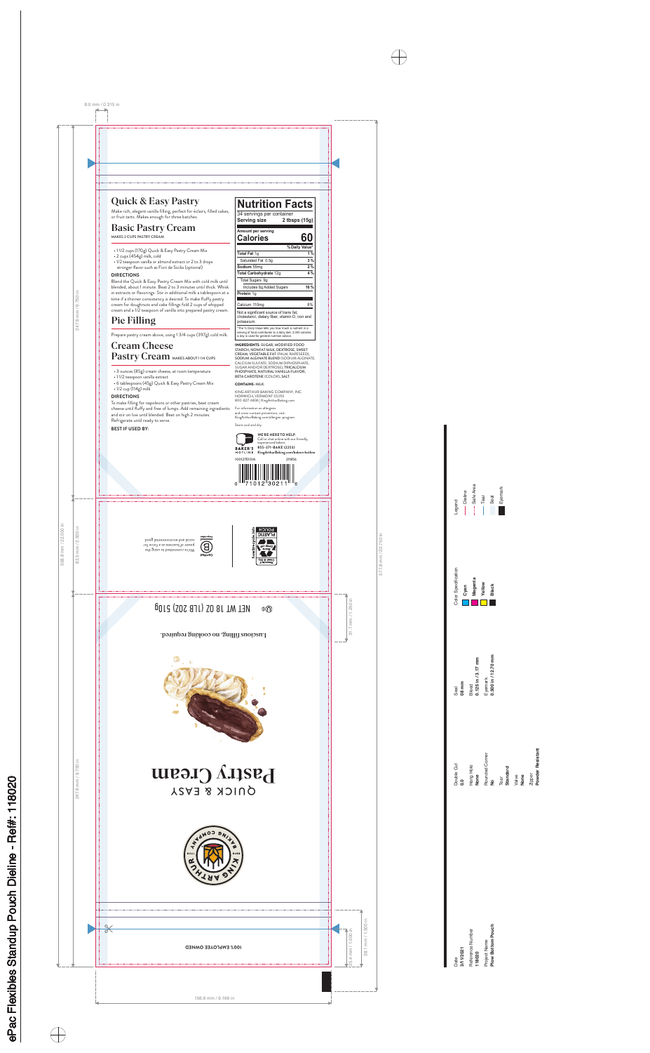ePac Flexibles Standup Pouch Dieline - Ref#: 118020

8.0 mm / 0.315 in

## Quick & Easy Pastry

Make rich, elegant vanilla filling, perfect for éclairs, filled cakes, or fruit tarts. Makes enough for three batches.

## Basic Pastry Cream

MAKES 2 CUPS PASTRY CREAM

- 1 1/2 cups (170g) Quick & Easy Pastry Cream Mix
- 2 cups (454g) milk, cold
- 1/2 teaspoon vanilla or almond extract or 2 to 3 drops stronger flavor such as Fiori de Sicilia (optional)

**DIRECTIONS**

Blend the Quick & Easy Pastry Cream Mix with cold milk until blended, about 1 minute. Beat 2 to 3 minutes until thick. Whisk in extracts or flavorings. Stir in additional milk a tablespoon at a time if a thinner consistency is desired. To make fluffy pastry cream for doughnuts and cake fillings fold 2 cups of whipped cream and a 1/2 teaspoon of vanilla into prepared pastry cream.

## Pie Filling

Prepare pastry cream above, using 1 3/4 cups (397g) cold milk.

## Cream Cheese Pastry Cream

MAKES ABOUT 1 1/4 CUPS

- 3 ounces (85g) cream cheese, at room temperature
- 1 1/2 teaspoon vanilla extract
- 6 tablespoons (45g) Quick & Easy Pastry Cream Mix
- 1/2 cup (114g) milk

**DIRECTIONS**

To make filling for napoleons or other pastries, beat cream cheese until fluffy and free of lumps. Add remaining ingredients and stir on low until blended. Beat on high 2 minutes. Refrigerate until ready to serve.

**BEST IF USED BY:**

## Nutrition Facts

34 servings per container

| | |
|---|---|
| **Serving size** | **2 tbsps (15g)** |
| **Amount per serving Calories** | **60** |
| | **% Daily Value*** |
| **Total Fat** 1g | **1%** |
| Saturated Fat 0.5g | **3%** |
| **Sodium** 55mg | **2%** |
| **Total Carbohydrate** 12g | **4%** |
| Total Sugars 9g | |
| Includes 8g Added Sugars | **16%** |
| **Protein** 1g | |
| Calcium 110mg | 8% |

Not a significant source of trans fat, cholesterol, dietary fiber, vitamin D, iron and potassium.

*The % Daily Value tells you how much a nutrient in a serving of food contributes to a daily diet. 2,000 calories a day is used for general nutrition advice.

**INGREDIENTS:** SUGAR, MODIFIED FOOD STARCH, NONFAT MILK, DEXTROSE, SWEET CREAM, VEGETABLE FAT (PALM, RAPESEED), SODIUM ALGINATE BLEND (SODIUM ALGINATE, CALCIUM SULFATE, SODIUM DIPHOSPHATE, SUGAR AND/OR DEXTROSE), TRICALCIUM PHOSPHATE, NATURAL VANILLA FLAVOR, BETA CAROTENE (COLOR), SALT.

**CONTAINS:** MILK.

KING ARTHUR BAKING COMPANY, INC.
NORWICH, VERMONT 05055
800-827-6836 | KingArthurBaking.com

For information on allergens and cross-contact prevention, visit: KingArthurBaking.com/allergen-program

Store cool and dry.

**WE'RE HERE TO HELP.** Call or chat online with our friendly, experienced bakers.

BAKER'S HOTLINE **855-371-BAKE (2253)**
**KingArthurBaking.com/bakers-hotline**

100127E10A 211856

0 71012 30211 6

We're committed to using the power of business as a force for social and environmental good.

Certified B Corporation

how2recycle.info — PLASTIC POUCH — Store Drop-off

NET WT 18 OZ (1LB 2OZ) 510g

Luscious filling, no cooking required.

QUICK & EASY
# Pastry Cream

KING ARTHUR BAKING COMPANY

100% EMPLOYEE OWNED

247.6 mm / 9.750 in
63.5 mm / 2.500 in
247.6 mm / 9.750 in
558.8 mm / 22.000 in
577.8 mm / 22.750 in
31.7 mm / 1.250 in
25.4 mm / 1.000 in
38.1 mm / 1.500 in
156.6 mm / 6.166 in

Date
3/1/2021
Reference Number
118020
Project Name
Plow Bottom Pouch

Double Cut
0.0
Hang Hole
None
Rounded Corner
No
Tear
Standard
Valve
None
Zipper
Powder Resistant

Seal
08 mm
Bleed
0.125 in / 3.17 mm
Eyemark
0.500 in / 12.70 mm

Color Specification
Cyan
Magenta
Yellow
Black

Legend
Dieline
Safe Area
Tear
Seal
Eyemark